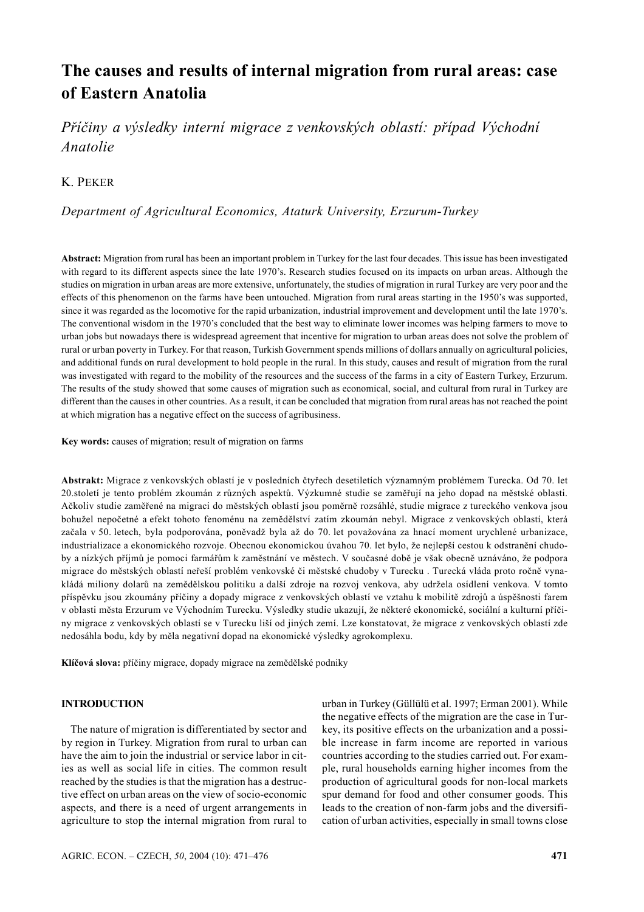# The causes and results of internal migration from rural areas: case of Eastern Anatolia

*Příčiny a výsledky interní migrace z venkovských oblastí: případ Východní Anatolie*

K. PEKER

*Department of Agricultural Economics, Ataturk University, Erzurum-Turkey*

**Abstract:** Migration from rural has been an important problem in Turkey for the last four decades. This issue has been investigated with regard to its different aspects since the late 1970's. Research studies focused on its impacts on urban areas. Although the studies on migration in urban areas are more extensive, unfortunately, the studies of migration in rural Turkey are very poor and the effects of this phenomenon on the farms have been untouched. Migration from rural areas starting in the 1950's was supported, since it was regarded as the locomotive for the rapid urbanization, industrial improvement and development until the late 1970's. The conventional wisdom in the 1970's concluded that the best way to eliminate lower incomes was helping farmers to move to urban jobs but nowadays there is widespread agreement that incentive for migration to urban areas does not solve the problem of rural or urban poverty in Turkey. For that reason, Turkish Government spends millions of dollars annually on agricultural policies, and additional funds on rural development to hold people in the rural. In this study, causes and result of migration from the rural was investigated with regard to the mobility of the resources and the success of the farms in a city of Eastern Turkey, Erzurum. The results of the study showed that some causes of migration such as economical, social, and cultural from rural in Turkey are different than the causes in other countries. As a result, it can be concluded that migration from rural areas has not reached the point at which migration has a negative effect on the success of agribusiness.

**Key words:** causes of migration; result of migration on farms

**Abstrakt:** Migrace z venkovských oblastí je v posledních čtyřech desetiletích významným problémem Turecka. Od 70. let 20.století je tento problém zkoumán z různých aspektů. Výzkumné studie se zaměřují na jeho dopad na městské oblasti. Ačkoliv studie zaměřené na migraci do městských oblastí jsou poměrně rozsáhlé, studie migrace z tureckého venkova jsou bohužel nepočetné a efekt tohoto fenoménu na zemědělství zatím zkoumán nebyl. Migrace z venkovských oblastí, která začala v 50. letech, byla podporována, poněvadž byla až do 70. let považována za hnací moment urychlené urbanizace, industrializace a ekonomického rozvoje. Obecnou ekonomickou úvahou 70. let bylo, že nejlepší cestou k odstranění chudoby a nízkých příjmů je pomoci farmářům k zaměstnání ve městech. V současné době je však obecně uznáváno, že podpora migrace do městských oblastí neřeší problém venkovské či městské chudoby v Turecku . Turecká vláda proto ročně vynakládá miliony dolarů na zemědělskou politiku a další zdroje na rozvoj venkova, aby udržela osídlení venkova. V tomto příspěvku jsou zkoumány příčiny a dopady migrace z venkovských oblastí ve vztahu k mobilitě zdrojů a úspěšnosti farem v oblasti města Erzurum ve Východním Turecku. Výsledky studie ukazují, že některé ekonomické, sociální a kulturní příčiny migrace z venkovských oblastí se v Turecku liší od jiných zemí. Lze konstatovat, že migrace z venkovských oblastí zde nedosáhla bodu, kdy by měla negativní dopad na ekonomické výsledky agrokomplexu.

**Klíčová slova:** příčiny migrace, dopady migrace na zemědělské podniky

## INTRODUCTION

The nature of migration is differentiated by sector and by region in Turkey. Migration from rural to urban can have the aim to join the industrial or service labor in cities as well as social life in cities. The common result reached by the studies is that the migration has a destructive effect on urban areas on the view of socio-economic aspects, and there is a need of urgent arrangements in agriculture to stop the internal migration from rural to urban in Turkey (Güllülü et al. 1997; Erman 2001). While the negative effects of the migration are the case in Turkey, its positive effects on the urbanization and a possible increase in farm income are reported in various countries according to the studies carried out. For example, rural households earning higher incomes from the production of agricultural goods for non-local markets spur demand for food and other consumer goods. This leads to the creation of non-farm jobs and the diversification of urban activities, especially in small towns close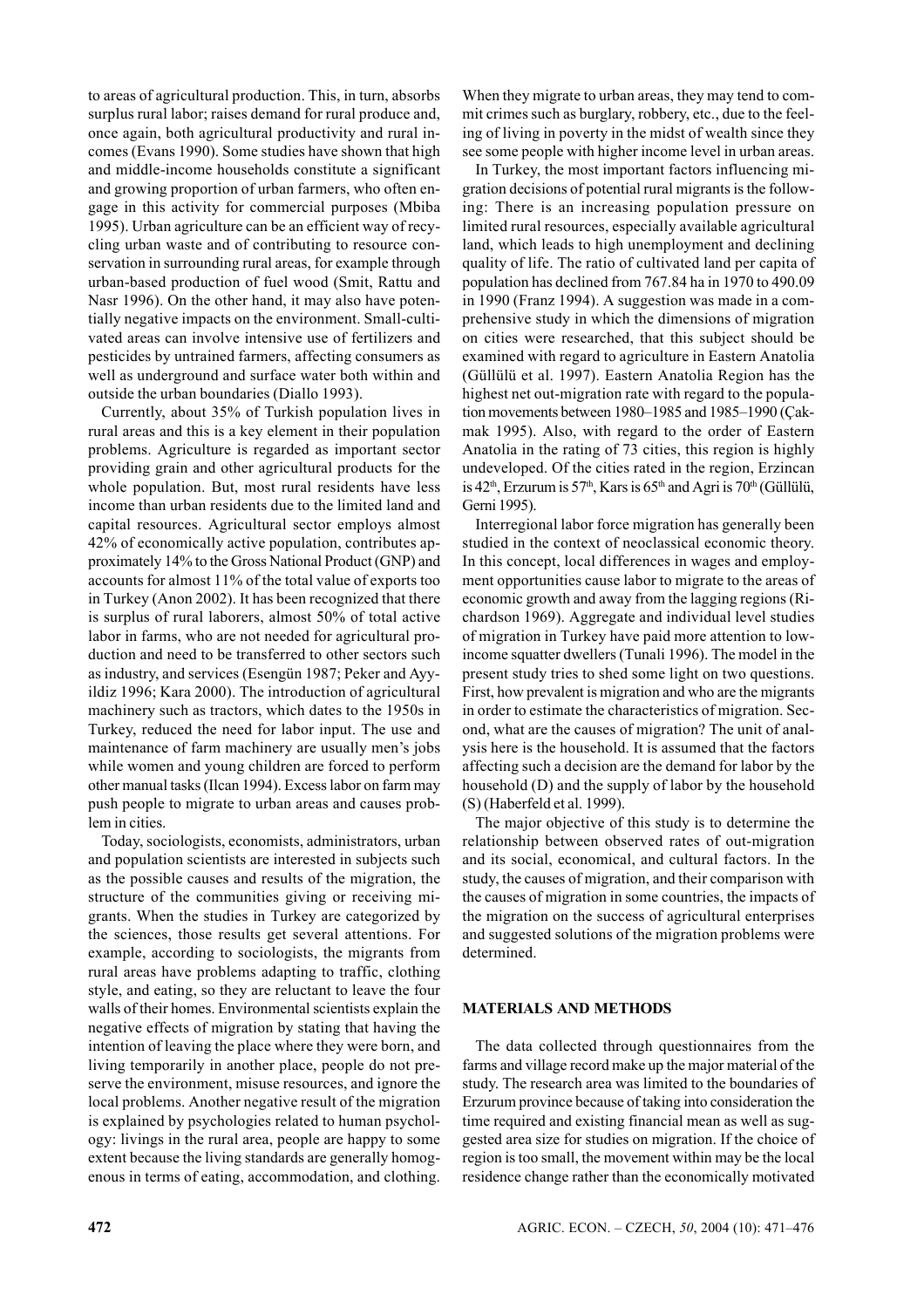to areas of agricultural production. This, in turn, absorbs surplus rural labor; raises demand for rural produce and, once again, both agricultural productivity and rural incomes (Evans 1990). Some studies have shown that high and middle-income households constitute a significant and growing proportion of urban farmers, who often engage in this activity for commercial purposes (Mbiba 1995). Urban agriculture can be an efficient way of recycling urban waste and of contributing to resource conservation in surrounding rural areas, for example through urban-based production of fuel wood (Smit, Rattu and Nasr 1996). On the other hand, it may also have potentially negative impacts on the environment. Small-cultivated areas can involve intensive use of fertilizers and pesticides by untrained farmers, affecting consumers as well as underground and surface water both within and outside the urban boundaries (Diallo 1993).

Currently, about 35% of Turkish population lives in rural areas and this is a key element in their population problems. Agriculture is regarded as important sector providing grain and other agricultural products for the whole population. But, most rural residents have less income than urban residents due to the limited land and capital resources. Agricultural sector employs almost 42% of economically active population, contributes approximately 14% to the Gross National Product (GNP) and accounts for almost 11% of the total value of exports too in Turkey (Anon 2002). It has been recognized that there is surplus of rural laborers, almost 50% of total active labor in farms, who are not needed for agricultural production and need to be transferred to other sectors such as industry, and services (Esengün 1987; Peker and Ayyildiz 1996; Kara 2000). The introduction of agricultural machinery such as tractors, which dates to the 1950s in Turkey, reduced the need for labor input. The use and maintenance of farm machinery are usually men's jobs while women and young children are forced to perform other manual tasks (Ilcan 1994). Excess labor on farm may push people to migrate to urban areas and causes problem in cities.

Today, sociologists, economists, administrators, urban and population scientists are interested in subjects such as the possible causes and results of the migration, the structure of the communities giving or receiving migrants. When the studies in Turkey are categorized by the sciences, those results get several attentions. For example, according to sociologists, the migrants from rural areas have problems adapting to traffic, clothing style, and eating, so they are reluctant to leave the four walls of their homes. Environmental scientists explain the negative effects of migration by stating that having the intention of leaving the place where they were born, and living temporarily in another place, people do not preserve the environment, misuse resources, and ignore the local problems. Another negative result of the migration is explained by psychologies related to human psychology: livings in the rural area, people are happy to some extent because the living standards are generally homogenous in terms of eating, accommodation, and clothing. When they migrate to urban areas, they may tend to commit crimes such as burglary, robbery, etc., due to the feeling of living in poverty in the midst of wealth since they see some people with higher income level in urban areas.

In Turkey, the most important factors influencing migration decisions of potential rural migrants is the following: There is an increasing population pressure on limited rural resources, especially available agricultural land, which leads to high unemployment and declining quality of life. The ratio of cultivated land per capita of population has declined from 767.84 ha in 1970 to 490.09 in 1990 (Franz 1994). A suggestion was made in a comprehensive study in which the dimensions of migration on cities were researched, that this subject should be examined with regard to agriculture in Eastern Anatolia (Güllülü et al. 1997). Eastern Anatolia Region has the highest net out-migration rate with regard to the population movements between 1980–1985 and 1985–1990 (Çakmak 1995). Also, with regard to the order of Eastern Anatolia in the rating of 73 cities, this region is highly undeveloped. Of the cities rated in the region, Erzincan is 42nd, Erzurum is 57th, Kars is 65th and Agri is 70th (Güllülü, Gerni 1995).

Interregional labor force migration has generally been studied in the context of neoclassical economic theory. In this concept, local differences in wages and employment opportunities cause labor to migrate to the areas of economic growth and away from the lagging regions (Richardson 1969). Aggregate and individual level studies of migration in Turkey have paid more attention to low-income squatter dwellers (Tunali 1996). The model in the present study tries to shed some light on two questions. First, how prevalent is migration and who are the migrants in order to estimate the characteristics of migration. Second, what are the causes of migration? The unit of analysis here is the household. It is assumed that the factors affecting such a decision are the demand for labor by the household (D) and the supply of labor by the household (S) (Haberfeld et al. 1999).

The major objective of this study is to determine the relationship between observed rates of out-migration and its social, economical, and cultural factors. In the study, the causes of migration, and their comparison with the causes of migration in some countries, the impacts of the migration on the success of agricultural enterprises and suggested solutions of the migration problems were determined.

## MATERIALS AND METHODS

The data collected through questionnaires from the farms and village record make up the major material of the study. The research area was limited to the boundaries of Erzurum province because of taking into consideration the time required and existing financial mean as well as suggested area size for studies on migration. If the choice of region is too small, the movement within may be the local residence change rather than the economically motivated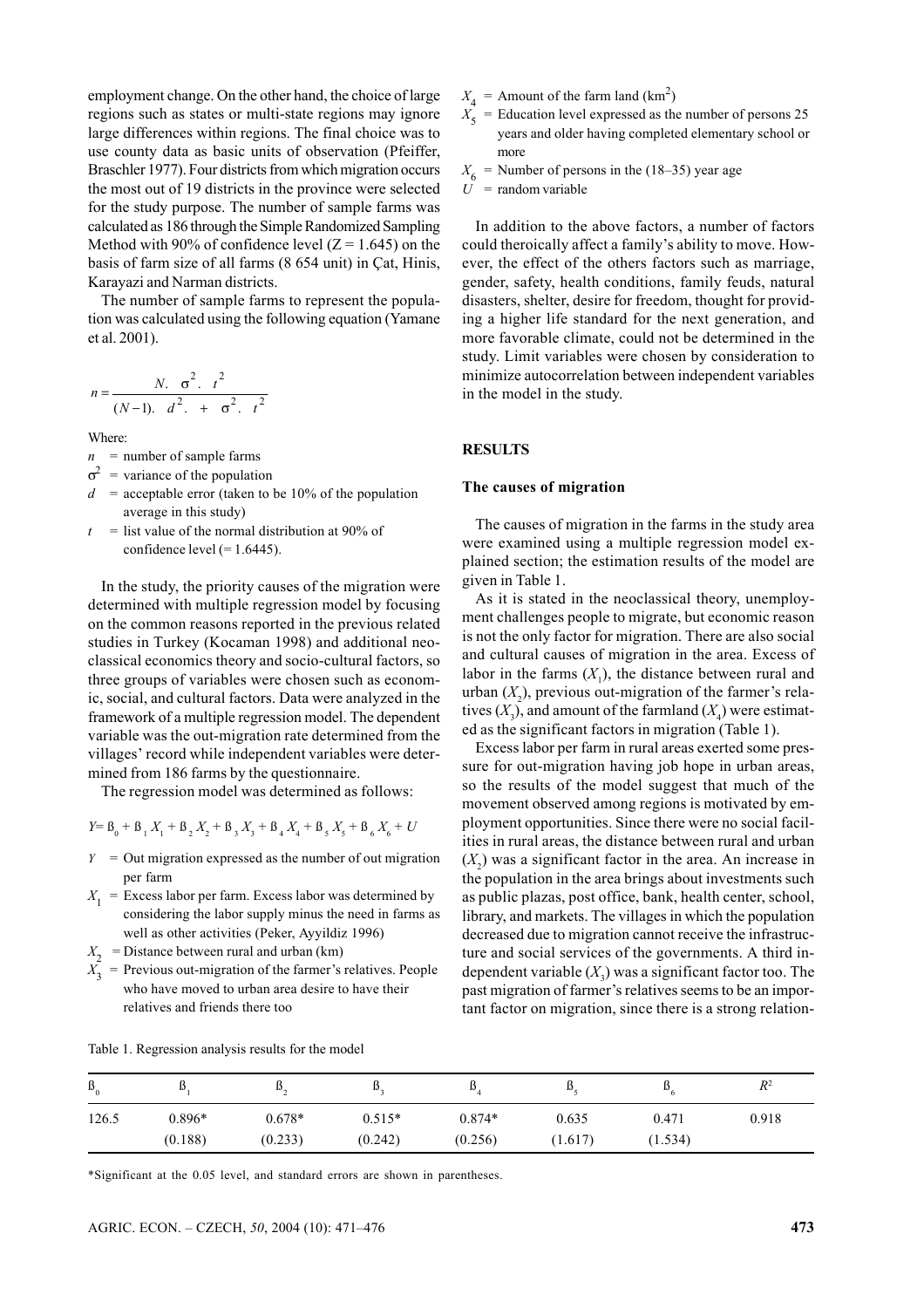employment change. On the other hand, the choice of large regions such as states or multi-state regions may ignore large differences within regions. The final choice was to use county data as basic units of observation (Pfeiffer, Braschler 1977). Four districts from which migration occurs the most out of 19 districts in the province were selected for the study purpose. The number of sample farms was calculated as 186 through the Simple Randomized Sampling Method with 90% of confidence level ($Z = 1.645$) on the basis of farm size of all farms (8 654 unit) in Çat, Hinis, Karayazi and Narman districts.

The number of sample farms to represent the population was calculated using the following equation (Yamane et al. 2001).

$$n = \frac{N.\ \sigma^2.\ t^2}{(N-1).\ d^2.\ +\ \sigma^2.\ t^2}$$

Where:

- $n$ = number of sample farms
- $\sigma^2$ = variance of the population
- $d$ = acceptable error (taken to be 10% of the population average in this study)
- $t$ = list value of the normal distribution at 90% of confidence level (= 1.6445).

In the study, the priority causes of the migration were determined with multiple regression model by focusing on the common reasons reported in the previous related studies in Turkey (Kocaman 1998) and additional neo-classical economics theory and socio-cultural factors, so three groups of variables were chosen such as economic, social, and cultural factors. Data were analyzed in the framework of a multiple regression model. The dependent variable was the out-migration rate determined from the villages' record while independent variables were determined from 186 farms by the questionnaire.

The regression model was determined as follows:

$$Y = \beta_0 + \beta_1 X_1 + \beta_2 X_2 + \beta_3 X_3 + \beta_4 X_4 + \beta_5 X_5 + \beta_6 X_6 + U$$

- $Y$ = Out migration expressed as the number of out migration per farm
- $X_1$ = Excess labor per farm. Excess labor was determined by considering the labor supply minus the need in farms as well as other activities (Peker, Ayyildiz 1996)
- $X_2$ = Distance between rural and urban (km)
- $X_3$ = Previous out-migration of the farmer's relatives. People who have moved to urban area desire to have their relatives and friends there too
- $X_4$ = Amount of the farm land (km$^2$)
- $X_5$ = Education level expressed as the number of persons 25 years and older having completed elementary school or more
- $X_6$ = Number of persons in the (18–35) year age
- $U$ = random variable

In addition to the above factors, a number of factors could theroically affect a family's ability to move. However, the effect of the others factors such as marriage, gender, safety, health conditions, family feuds, natural disasters, shelter, desire for freedom, thought for providing a higher life standard for the next generation, and more favorable climate, could not be determined in the study. Limit variables were chosen by consideration to minimize autocorrelation between independent variables in the model in the study.

## RESULTS

### The causes of migration

The causes of migration in the farms in the study area were examined using a multiple regression model explained section; the estimation results of the model are given in Table 1.

As it is stated in the neoclassical theory, unemployment challenges people to migrate, but economic reason is not the only factor for migration. There are also social and cultural causes of migration in the area. Excess of labor in the farms ($X_1$), the distance between rural and urban ($X_2$), previous out-migration of the farmer's relatives ($X_3$), and amount of the farmland ($X_4$) were estimated as the significant factors in migration (Table 1).

Excess labor per farm in rural areas exerted some pressure for out-migration having job hope in urban areas, so the results of the model suggest that much of the movement observed among regions is motivated by employment opportunities. Since there were no social facilities in rural areas, the distance between rural and urban ($X_2$) was a significant factor in the area. An increase in the population in the area brings about investments such as public plazas, post office, bank, health center, school, library, and markets. The villages in which the population decreased due to migration cannot receive the infrastructure and social services of the governments. A third independent variable ($X_3$) was a significant factor too. The past migration of farmer's relatives seems to be an important factor on migration, since there is a strong relation-

Table 1. Regression analysis results for the model

| $\beta_0$ | $\beta_1$ | $\beta_2$ | $\beta_3$ | $\beta_4$ | $\beta_5$ | $\beta_6$ | $R^2$ |
|---|---|---|---|---|---|---|---|
| 126.5 | 0.896* | 0.678* | 0.515* | 0.874* | 0.635 | 0.471 | 0.918 |
| | (0.188) | (0.233) | (0.242) | (0.256) | (1.617) | (1.534) | |

*Significant at the 0.05 level, and standard errors are shown in parentheses.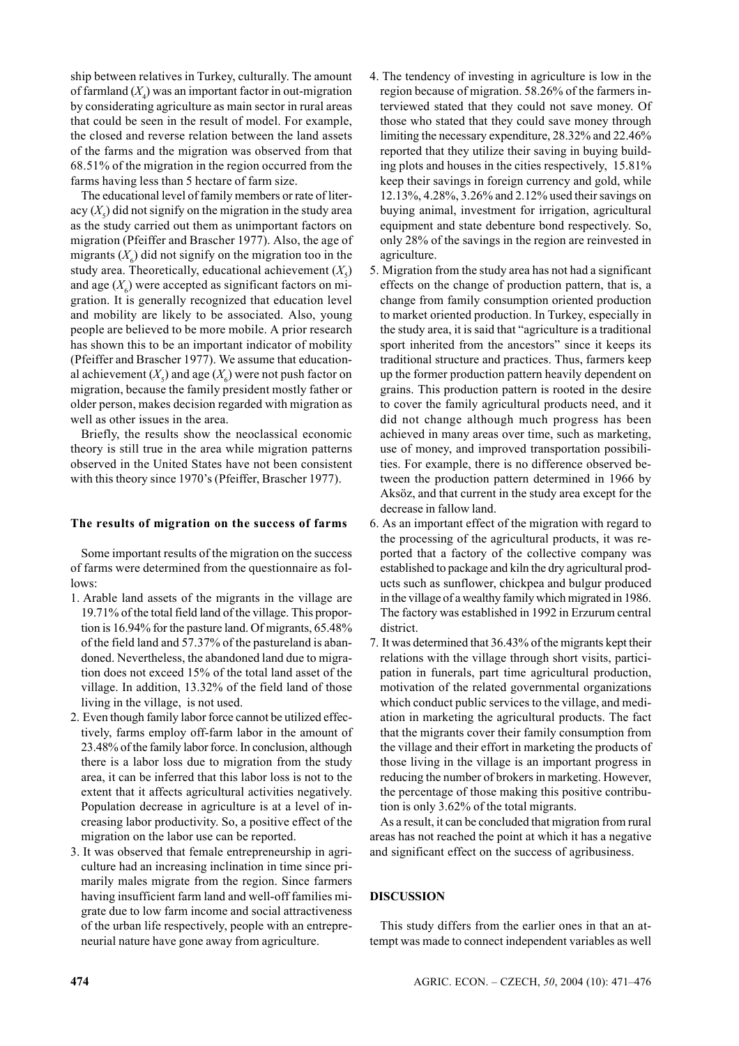ship between relatives in Turkey, culturally. The amount of farmland ($X_4$) was an important factor in out-migration by considerating agriculture as main sector in rural areas that could be seen in the result of model. For example, the closed and reverse relation between the land assets of the farms and the migration was observed from that 68.51% of the migration in the region occurred from the farms having less than 5 hectare of farm size.

The educational level of family members or rate of literacy ($X_5$) did not signify on the migration in the study area as the study carried out them as unimportant factors on migration (Pfeiffer and Braschei 1977). Also, the age of migrants ($X_6$) did not signify on the migration too in the study area. Theoretically, educational achievement ($X_5$) and age ($X_6$) were accepted as significant factors on migration. It is generally recognized that education level and mobility are likely to be associated. Also, young people are believed to be more mobile. A prior research has shown this to be an important indicator of mobility (Pfeiffer and Braschei 1977). We assume that educational achievement ($X_5$) and age ($X_6$) were not push factor on migration, because the family president mostly father or older person, makes decision regarded with migration as well as other issues in the area.

Briefly, the results show the neoclassical economic theory is still true in the area while migration patterns observed in the United States have not been consistent with this theory since 1970's (Pfeiffer, Braschei 1977).

### The results of migration on the success of farms

Some important results of the migration on the success of farms were determined from the questionnaire as follows:

1. Arable land assets of the migrants in the village are 19.71% of the total field land of the village. This proportion is 16.94% for the pasture land. Of migrants, 65.48% of the field land and 57.37% of the pastureland is abandoned. Nevertheless, the abandoned land due to migration does not exceed 15% of the total land asset of the village. In addition, 13.32% of the field land of those living in the village, is not used.
2. Even though family labor force cannot be utilized effectively, farms employ off-farm labor in the amount of 23.48% of the family labor force. In conclusion, although there is a labor loss due to migration from the study area, it can be inferred that this labor loss is not to the extent that it affects agricultural activities negatively. Population decrease in agriculture is at a level of increasing labor productivity. So, a positive effect of the migration on the labor use can be reported.
3. It was observed that female entrepreneurship in agriculture had an increasing inclination in time since primarily males migrate from the region. Since farmers having insufficient farm land and well-off families migrate due to low farm income and social attractiveness of the urban life respectively, people with an entrepreneurial nature have gone away from agriculture.
4. The tendency of investing in agriculture is low in the region because of migration. 58.26% of the farmers interviewed stated that they could not save money. Of those who stated that they could save money through limiting the necessary expenditure, 28.32% and 22.46% reported that they utilize their saving in buying building plots and houses in the cities respectively, 15.81% keep their savings in foreign currency and gold, while 12.13%, 4.28%, 3.26% and 2.12% used their savings on buying animal, investment for irrigation, agricultural equipment and state debenture bond respectively. So, only 28% of the savings in the region are reinvested in agriculture.
5. Migration from the study area has not had a significant effects on the change of production pattern, that is, a change from family consumption oriented production to market oriented production. In Turkey, especially in the study area, it is said that "agriculture is a traditional sport inherited from the ancestors" since it keeps its traditional structure and practices. Thus, farmers keep up the former production pattern heavily dependent on grains. This production pattern is rooted in the desire to cover the family agricultural products need, and it did not change although much progress has been achieved in many areas over time, such as marketing, use of money, and improved transportation possibilities. For example, there is no difference observed between the production pattern determined in 1966 by Aksöz, and that current in the study area except for the decrease in fallow land.
6. As an important effect of the migration with regard to the processing of the agricultural products, it was reported that a factory of the collective company was established to package and kiln the dry agricultural products such as sunflower, chickpea and bulgur produced in the village of a wealthy family which migrated in 1986. The factory was established in 1992 in Erzurum central district.
7. It was determined that 36.43% of the migrants kept their relations with the village through short visits, participation in funerals, part time agricultural production, motivation of the related governmental organizations which conduct public services to the village, and mediation in marketing the agricultural products. The fact that the migrants cover their family consumption from the village and their effort in marketing the products of those living in the village is an important progress in reducing the number of brokers in marketing. However, the percentage of those making this positive contribution is only 3.62% of the total migrants.

As a result, it can be concluded that migration from rural areas has not reached the point at which it has a negative and significant effect on the success of agribusiness.

## DISCUSSION

This study differs from the earlier ones in that an attempt was made to connect independent variables as well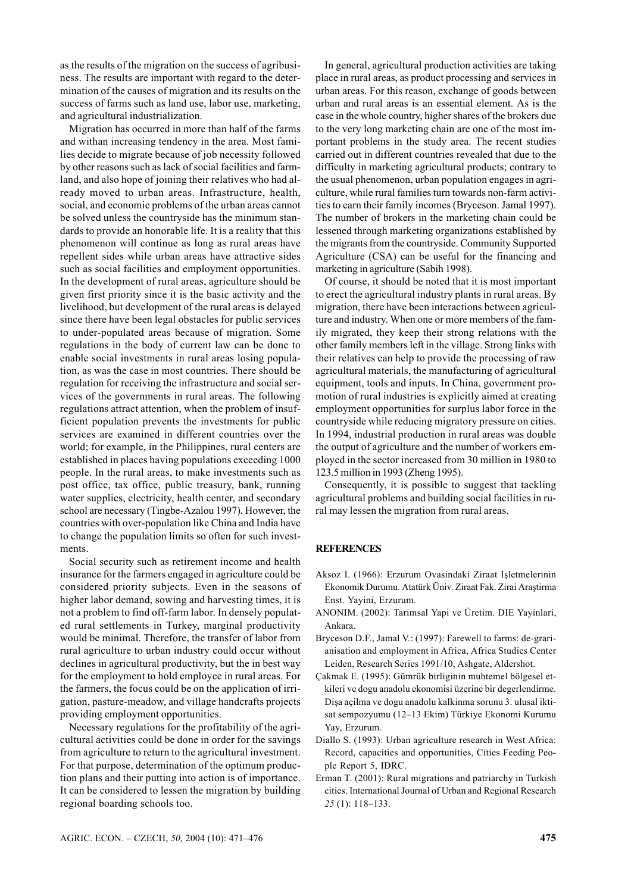as the results of the migration on the success of agribusiness. The results are important with regard to the determination of the causes of migration and its results on the success of farms such as land use, labor use, marketing, and agricultural industrialization.

Migration has occurred in more than half of the farms and withan increasing tendency in the area. Most families decide to migrate because of job necessity followed by other reasons such as lack of social facilities and farmland, and also hope of joining their relatives who had already moved to urban areas. Infrastructure, health, social, and economic problems of the urban areas cannot be solved unless the countryside has the minimum standards to provide an honorable life. It is a reality that this phenomenon will continue as long as rural areas have repellent sides while urban areas have attractive sides such as social facilities and employment opportunities. In the development of rural areas, agriculture should be given first priority since it is the basic activity and the livelihood, but development of the rural areas is delayed since there have been legal obstacles for public services to under-populated areas because of migration. Some regulations in the body of current law can be done to enable social investments in rural areas losing population, as was the case in most countries. There should be regulation for receiving the infrastructure and social services of the governments in rural areas. The following regulations attract attention, when the problem of insufficient population prevents the investments for public services are examined in different countries over the world; for example, in the Philippines, rural centers are established in places having populations exceeding 1000 people. In the rural areas, to make investments such as post office, tax office, public treasury, bank, running water supplies, electricity, health center, and secondary school are necessary (Tingbe-Azalou 1997). However, the countries with over-population like China and India have to change the population limits so often for such investments.

Social security such as retirement income and health insurance for the farmers engaged in agriculture could be considered priority subjects. Even in the seasons of higher labor demand, sowing and harvesting times, it is not a problem to find off-farm labor. In densely populated rural settlements in Turkey, marginal productivity would be minimal. Therefore, the transfer of labor from rural agriculture to urban industry could occur without declines in agricultural productivity, but the in best way for the employment to hold employee in rural areas. For the farmers, the focus could be on the application of irrigation, pasture-meadow, and village handcrafts projects providing employment opportunities.

Necessary regulations for the profitability of the agricultural activities could be done in order for the savings from agriculture to return to the agricultural investment. For that purpose, determination of the optimum production plans and their putting into action is of importance. It can be considered to lessen the migration by building regional boarding schools too.

In general, agricultural production activities are taking place in rural areas, as product processing and services in urban areas. For this reason, exchange of goods between urban and rural areas is an essential element. As is the case in the whole country, higher shares of the brokers due to the very long marketing chain are one of the most important problems in the study area. The recent studies carried out in different countries revealed that due to the difficulty in marketing agricultural products; contrary to the usual phenomenon, urban population engages in agriculture, while rural families turn towards non-farm activities to earn their family incomes (Bryceson. Jamal 1997). The number of brokers in the marketing chain could be lessened through marketing organizations established by the migrants from the countryside. Community Supported Agriculture (CSA) can be useful for the financing and marketing in agriculture (Sabih 1998).

Of course, it should be noted that it is most important to erect the agricultural industry plants in rural areas. By migration, there have been interactions between agriculture and industry. When one or more members of the family migrated, they keep their strong relations with the other family members left in the village. Strong links with their relatives can help to provide the processing of raw agricultural materials, the manufacturing of agricultural equipment, tools and inputs. In China, government promotion of rural industries is explicitly aimed at creating employment opportunities for surplus labor force in the countryside while reducing migratory pressure on cities. In 1994, industrial production in rural areas was double the output of agriculture and the number of workers employed in the sector increased from 30 million in 1980 to 123.5 million in 1993 (Zheng 1995).

Consequently, it is possible to suggest that tackling agricultural problems and building social facilities in rural may lessen the migration from rural areas.

## REFERENCES

Aksoz I. (1966): Erzurum Ovasindaki Ziraat Işletmelerinin Ekonomik Durumu. Atatürk Üniv. Ziraat Fak. Zirai Araştirma Enst. Yayini, Erzurum.

ANONIM. (2002): Tarimsal Yapi ve Üretim. DIE Yayinlari, Ankara.

Bryceson D.F., Jamal V.: (1997): Farewell to farms: de-grarianisation and employment in Africa, Africa Studies Center Leiden, Research Series 1991/10, Ashgate, Aldershot.

Çakmak E. (1995): Gümrük birliginin muhtemel bölgesel etkileri ve dogu anadolu ekonomisi üzerine bir degerlendirme. Dişa açilma ve dogu anadolu kalkinma sorunu 3. ulusal iktisat sempozyumu (12–13 Ekim) Türkiye Ekonomi Kurumu Yay, Erzurum.

Diallo S. (1993): Urban agriculture research in West Africa: Record, capacities and opportunities, Cities Feeding People Report 5, IDRC.

Erman T. (2001): Rural migrations and patriarchy in Turkish cities. International Journal of Urban and Regional Research *25* (1): 118–133.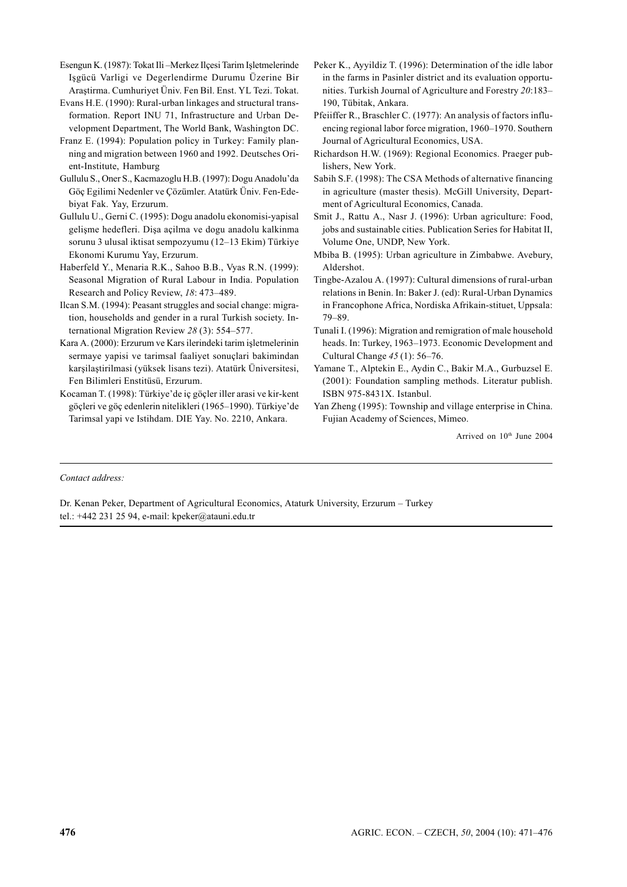Esengun K. (1987): Tokat Ili –Merkez Ilçesi Tarim Işletmelerinde Işgücü Varligi ve Degerlendirme Durumu Üzerine Bir Araştirma. Cumhuriyet Üniv. Fen Bil. Enst. YL Tezi. Tokat.

Evans H.E. (1990): Rural-urban linkages and structural transformation. Report INU 71, Infrastructure and Urban Development Department, The World Bank, Washington DC.

Franz E. (1994): Population policy in Turkey: Family planning and migration between 1960 and 1992. Deutsches Orient-Institute, Hamburg

Gullulu S., Oner S., Kacmazoglu H.B. (1997): Dogu Anadolu'da Göç Egilimi Nedenler ve Çözümler. Atatürk Üniv. Fen-Edebiyat Fak. Yay, Erzurum.

Gullulu U., Gerni C. (1995): Dogu anadolu ekonomisi-yapisal gelişme hedefleri. Dişa açilma ve dogu anadolu kalkinma sorunu 3 ulusal iktisat sempozyumu (12–13 Ekim) Türkiye Ekonomi Kurumu Yay, Erzurum.

Haberfeld Y., Menaria R.K., Sahoo B.B., Vyas R.N. (1999): Seasonal Migration of Rural Labour in India. Population Research and Policy Review, *18*: 473–489.

Ilcan S.M. (1994): Peasant struggles and social change: migration, households and gender in a rural Turkish society. International Migration Review *28* (3): 554–577.

Kara A. (2000): Erzurum ve Kars ilerindeki tarim işletmelerinin sermaye yapisi ve tarimsal faaliyet sonuçlari bakimindan karşilaştirilmasi (yüksek lisans tezi). Atatürk Üniversitesi, Fen Bilimleri Enstitüsü, Erzurum.

Kocaman T. (1998): Türkiye'de iç göçler iller arasi ve kir-kent göçleri ve göç edenlerin nitelikleri (1965–1990). Türkiye'de Tarimsal yapi ve Istihdam. DIE Yay. No. 2210, Ankara.

Peker K., Ayyildiz T. (1996): Determination of the idle labor in the farms in Pasinler district and its evaluation opportunities. Turkish Journal of Agriculture and Forestry *20*:183–190, Tübitak, Ankara.

Pfeiiffer R., Braschler C. (1977): An analysis of factors influencing regional labor force migration, 1960–1970. Southern Journal of Agricultural Economics, USA.

Richardson H.W. (1969): Regional Economics. Praeger publishers, New York.

Sabih S.F. (1998): The CSA Methods of alternative financing in agriculture (master thesis). McGill University, Department of Agricultural Economics, Canada.

Smit J., Rattu A., Nasr J. (1996): Urban agriculture: Food, jobs and sustainable cities. Publication Series for Habitat II, Volume One, UNDP, New York.

Mbiba B. (1995): Urban agriculture in Zimbabwe. Avebury, Aldershot.

Tingbe-Azalou A. (1997): Cultural dimensions of rural-urban relations in Benin. In: Baker J. (ed): Rural-Urban Dynamics in Francophone Africa, Nordiska Afrikain-stituet, Uppsala: 79–89.

Tunali I. (1996): Migration and remigration of male household heads. In: Turkey, 1963–1973. Economic Development and Cultural Change *45* (1): 56–76.

Yamane T., Alptekin E., Aydin C., Bakir M.A., Gurbuzsel E. (2001): Foundation sampling methods. Literatur publish. ISBN 975-8431X. Istanbul.

Yan Zheng (1995): Township and village enterprise in China. Fujian Academy of Sciences, Mimeo.

Arrived on 10th June 2004

*Contact address:*

Dr. Kenan Peker, Department of Agricultural Economics, Ataturk University, Erzurum – Turkey
tel.: +442 231 25 94, e-mail: kpeker@atauni.edu.tr